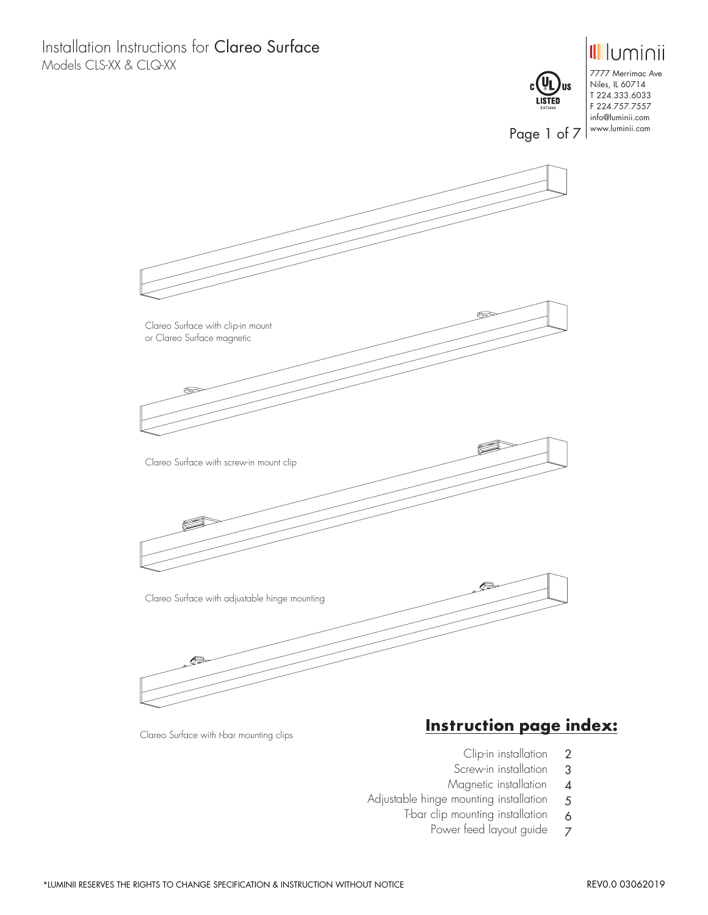# Installation Instructions for Clareo Surface

Models CLS-XX & CLQ-XX

luminii

7777 Merrimac Ave
Niles, IL 60714
T 224.333.6033
F 224.757.7557
info@luminii.com
www.luminii.com

c UL us LISTED E472444

Clareo Surface with clip-in mount or Clareo Surface magnetic

Clareo Surface with screw-in mount clip

Clareo Surface with adjustable hinge mounting

Clareo Surface with t-bar mounting clips

## Instruction page index:

| | |
|---|---|
| Clip-in installation | 2 |
| Screw-in installation | 3 |
| Magnetic installation | 4 |
| Adjustable hinge mounting installation | 5 |
| T-bar clip mounting installation | 6 |
| Power feed layout guide | 7 |

*LUMINII RESERVES THE RIGHTS TO CHANGE SPECIFICATION & INSTRUCTION WITHOUT NOTICE

REV0.0 03062019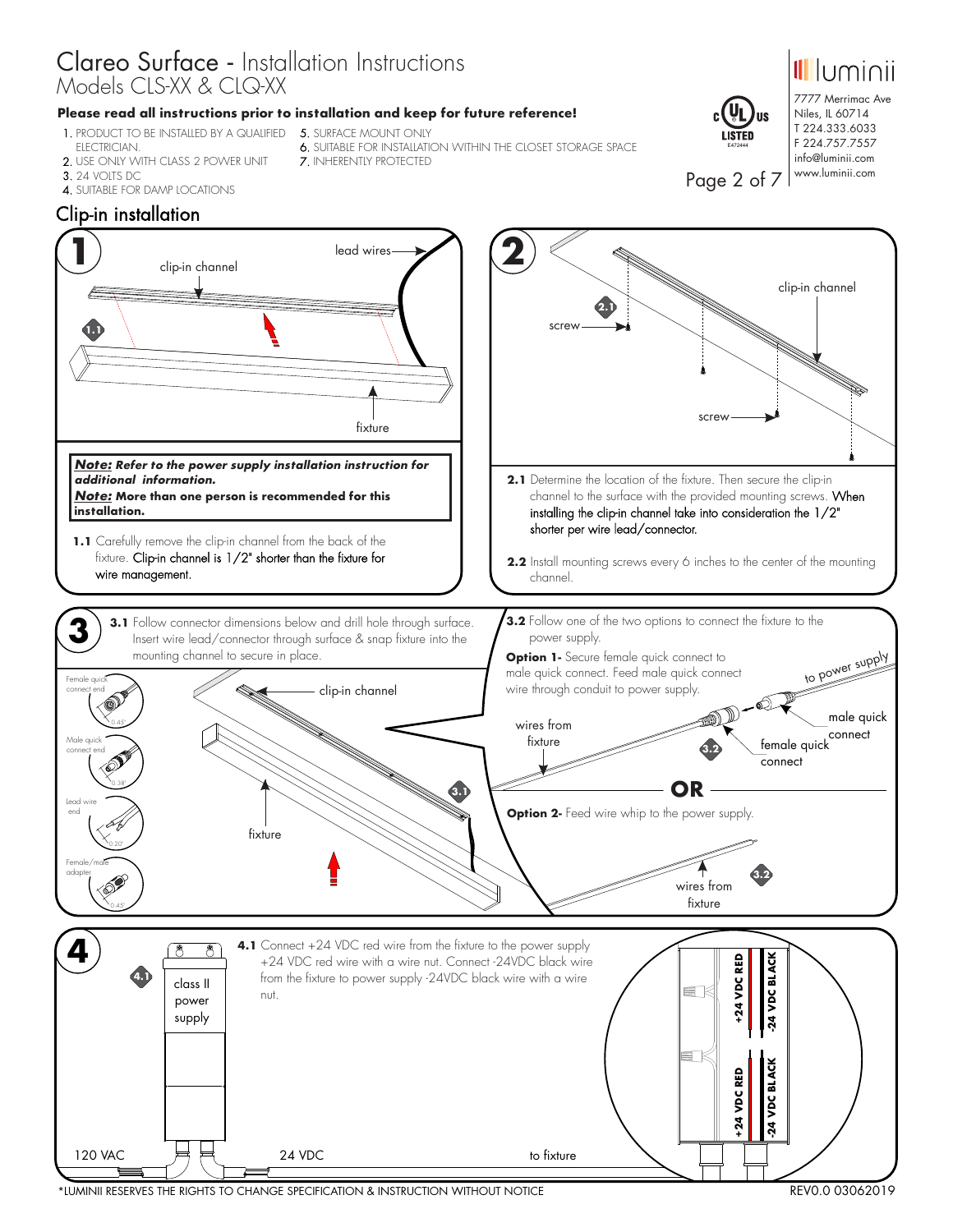# Clareo Surface - Installation Instructions

## Models CLS-XX & CLQ-XX

**Please read all instructions prior to installation and keep for future reference!**

1. PRODUCT TO BE INSTALLED BY A QUALIFIED ELECTRICIAN.
2. USE ONLY WITH CLASS 2 POWER UNIT
3. 24 VOLTS DC
4. SUITABLE FOR DAMP LOCATIONS
5. SURFACE MOUNT ONLY
6. SUITABLE FOR INSTALLATION WITHIN THE CLOSET STORAGE SPACE
7. INHERENTLY PROTECTED

luminii
7777 Merrimac Ave
Niles, IL 60714
T 224.333.6033
F 224.757.7557
info@luminii.com
www.luminii.com

c UL us LISTED E472444

## Clip-in installation

### 1

lead wires
clip-in channel
fixture

***Note:* Refer to the power supply installation instruction for additional information.**
***Note:* More than one person is recommended for this installation.**

**1.1** Carefully remove the clip-in channel from the back of the fixture. Clip-in channel is 1/2" shorter than the fixture for wire management.

### 2

screw
clip-in channel
screw

**2.1** Determine the location of the fixture. Then secure the clip-in channel to the surface with the provided mounting screws. When installing the clip-in channel take into consideration the 1/2" shorter per wire lead/connector.

**2.2** Install mounting screws every 6 inches to the center of the mounting channel.

### 3

**3.1** Follow connector dimensions below and drill hole through surface. Insert wire lead/connector through surface & snap fixture into the mounting channel to secure in place.

Female quick connect end – 0.45"
Male quick connect end – 0.38"
Lead wire end – 0.20"
Female/male adapter – 0.45"

clip-in channel
fixture

**3.2** Follow one of the two options to connect the fixture to the power supply.

**Option 1-** Secure female quick connect to male quick connect. Feed male quick connect wire through conduit to power supply.

wires from fixture
to power supply
male quick connect
female quick connect

**OR**

**Option 2-** Feed wire whip to the power supply.

wires from fixture

### 4

**4.1** Connect +24 VDC red wire from the fixture to the power supply +24 VDC red wire with a wire nut. Connect -24VDC black wire from the fixture to power supply -24VDC black wire with a wire nut.

class II power supply
120 VAC
24 VDC
to fixture
+24 VDC RED
-24 VDC BLACK
+24 VDC RED
-24 VDC BLACK

*LUMINII RESERVES THE RIGHTS TO CHANGE SPECIFICATION & INSTRUCTION WITHOUT NOTICE
REV0.0 03062019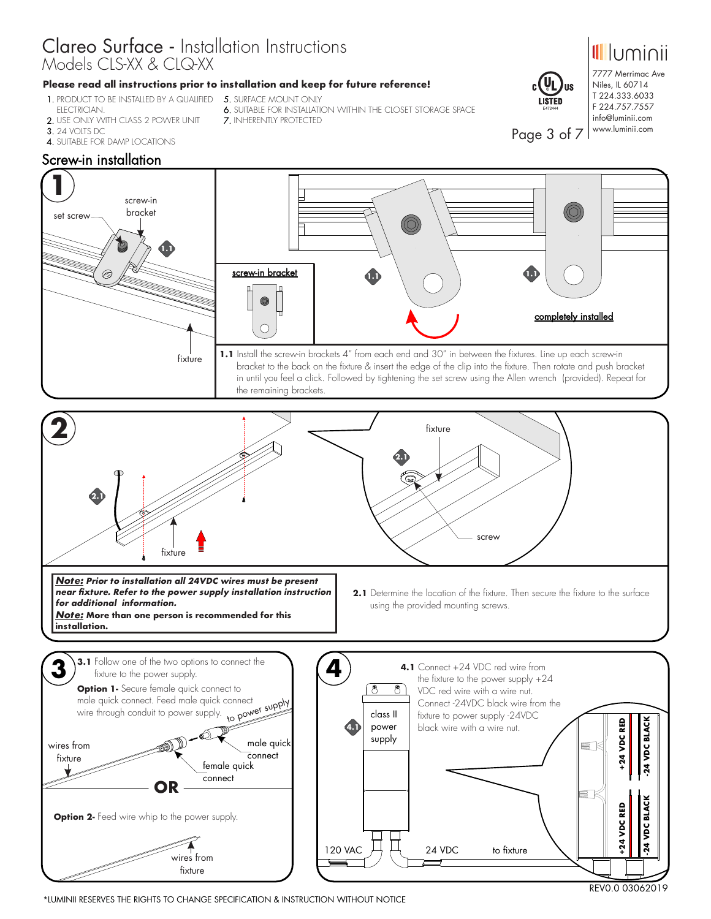# Clareo Surface - Installation Instructions
Models CLS-XX & CLQ-XX

**Please read all instructions prior to installation and keep for future reference!**

1. PRODUCT TO BE INSTALLED BY A QUALIFIED ELECTRICIAN.
2. USE ONLY WITH CLASS 2 POWER UNIT
3. 24 VOLTS DC
4. SUITABLE FOR DAMP LOCATIONS
5. SURFACE MOUNT ONLY
6. SUITABLE FOR INSTALLATION WITHIN THE CLOSET STORAGE SPACE
7. INHERENTLY PROTECTED

luminii
7777 Merrimac Ave
Niles, IL 60714
T 224.333.6033
F 224.757.7557
info@luminii.com
www.luminii.com

## Screw-in installation

### 1

set screw, screw-in bracket, fixture, screw-in bracket, completely installed

**1.1** Install the screw-in brackets 4" from each end and 30" in between the fixtures. Line up each screw-in bracket to the back on the fixture & insert the edge of the clip into the fixture. Then rotate and push bracket in until you feel a click. Followed by tightening the set screw using the Allen wrench (provided). Repeat for the remaining brackets.

### 2

fixture, fixture, screw

***Note:*** ***Prior to installation all 24VDC wires must be present near fixture. Refer to the power supply installation instruction for additional information.***
***Note:*** **More than one person is recommended for this installation.**

**2.1** Determine the location of the fixture. Then secure the fixture to the surface using the provided mounting screws.

### 3

**3.1** Follow one of the two options to connect the fixture to the power supply.

**Option 1-** Secure female quick connect to male quick connect. Feed male quick connect wire through conduit to power supply.

to power supply, wires from fixture, male quick connect, female quick connect

**OR**

**Option 2-** Feed wire whip to the power supply.

wires from fixture

### 4

**4.1** Connect +24 VDC red wire from the fixture to the power supply +24 VDC red wire with a wire nut. Connect -24VDC black wire from the fixture to power supply -24VDC black wire with a wire nut.

class II power supply, 120 VAC, 24 VDC, to fixture, +24 VDC RED, -24 VDC BLACK, +24 VDC RED, -24 VDC BLACK

REV0.0 03062019

*LUMINII RESERVES THE RIGHTS TO CHANGE SPECIFICATION & INSTRUCTION WITHOUT NOTICE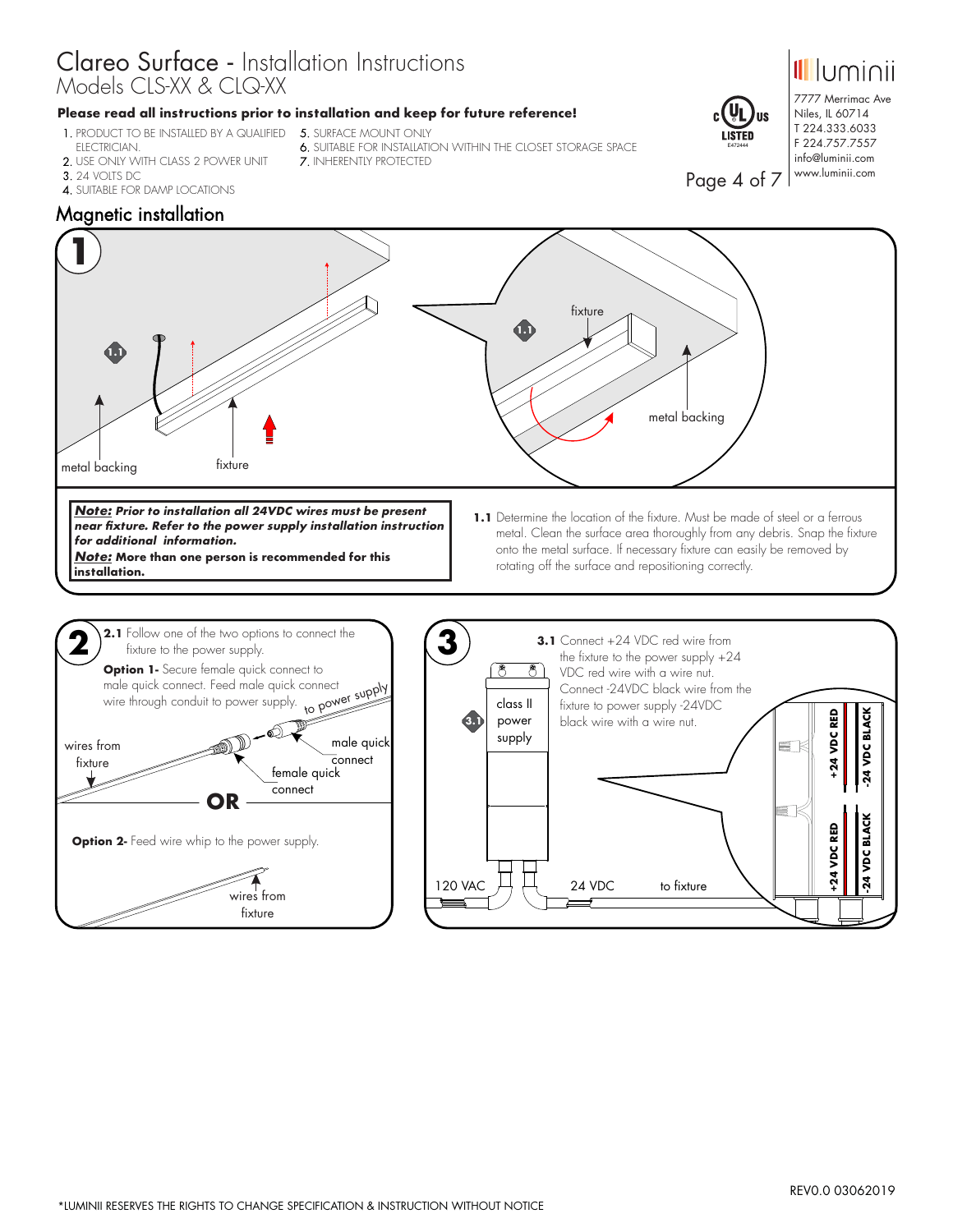# Clareo Surface - Installation Instructions

Models CLS-XX & CLQ-XX

**Please read all instructions prior to installation and keep for future reference!**

1. PRODUCT TO BE INSTALLED BY A QUALIFIED ELECTRICIAN.
2. USE ONLY WITH CLASS 2 POWER UNIT
3. 24 VOLTS DC
4. SUITABLE FOR DAMP LOCATIONS
5. SURFACE MOUNT ONLY
6. SUITABLE FOR INSTALLATION WITHIN THE CLOSET STORAGE SPACE
7. INHERENTLY PROTECTED

luminii
7777 Merrimac Ave
Niles, IL 60714
T 224.333.6033
F 224.757.7557
info@luminii.com
www.luminii.com

## Magnetic installation

### 1

metal backing | fixture

***Note:*** ***Prior to installation all 24VDC wires must be present near fixture. Refer to the power supply installation instruction for additional information.***
***Note:*** **More than one person is recommended for this installation.**

**1.1** Determine the location of the fixture. Must be made of steel or a ferrous metal. Clean the surface area thoroughly from any debris. Snap the fixture onto the metal surface. If necessary fixture can easily be removed by rotating off the surface and repositioning correctly.

### 2

**2.1** Follow one of the two options to connect the fixture to the power supply.

**Option 1-** Secure female quick connect to male quick connect. Feed male quick connect wire through conduit to power supply.

wires from fixture | female quick connect | male quick connect | to power supply

**OR**

**Option 2-** Feed wire whip to the power supply.

wires from fixture

### 3

**3.1** Connect +24 VDC red wire from the fixture to the power supply +24 VDC red wire with a wire nut. Connect -24VDC black wire from the fixture to power supply -24VDC black wire with a wire nut.

class II power supply | 120 VAC | 24 VDC | to fixture | +24 VDC RED | -24 VDC BLACK

*LUMINII RESERVES THE RIGHTS TO CHANGE SPECIFICATION & INSTRUCTION WITHOUT NOTICE

REV0.0 03062019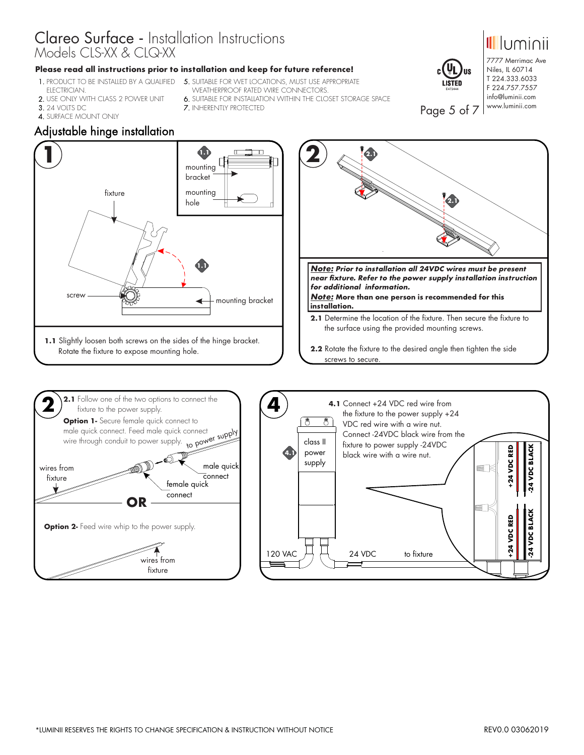# Clareo Surface - Installation Instructions
## Models CLS-XX & CLQ-XX

**Please read all instructions prior to installation and keep for future reference!**

1. PRODUCT TO BE INSTALLED BY A QUALIFIED ELECTRICIAN.
2. USE ONLY WITH CLASS 2 POWER UNIT
3. 24 VOLTS DC
4. SURFACE MOUNT ONLY
5. SUITABLE FOR WET LOCATIONS, MUST USE APPROPRIATE WEATHERPROOF RATED WIRE CONNECTORS.
6. SUITABLE FOR INSTALLATION WITHIN THE CLOSET STORAGE SPACE
7. INHERENTLY PROTECTED

luminii
7777 Merrimac Ave
Niles, IL 60714
T 224.333.6033
F 224.757.7557
info@luminii.com
www.luminii.com

## Adjustable hinge installation

### 1

fixture, screw, mounting bracket, mounting hole

**1.1** Slightly loosen both screws on the sides of the hinge bracket. Rotate the fixture to expose mounting hole.

### 2

***Note:*** ***Prior to installation all 24VDC wires must be present near fixture. Refer to the power supply installation instruction for additional information.***

***Note:*** **More than one person is recommended for this installation.**

**2.1** Determine the location of the fixture. Then secure the fixture to the surface using the provided mounting screws.

**2.2** Rotate the fixture to the desired angle then tighten the side screws to secure.

### 2

**2.1** Follow one of the two options to connect the fixture to the power supply.

**Option 1-** Secure female quick connect to male quick connect. Feed male quick connect wire through conduit to power supply.

wires from fixture, female quick connect, male quick connect, to power supply

**OR**

**Option 2-** Feed wire whip to the power supply.

wires from fixture

### 4

**4.1** Connect +24 VDC red wire from the fixture to the power supply +24 VDC red wire with a wire nut. Connect -24VDC black wire from the fixture to power supply -24VDC black wire with a wire nut.

class II power supply, 120 VAC, 24 VDC, to fixture, +24 VDC RED, -24 VDC BLACK, +24 VDC RED, -24 VDC BLACK

*LUMINII RESERVES THE RIGHTS TO CHANGE SPECIFICATION & INSTRUCTION WITHOUT NOTICE

REV0.0 03062019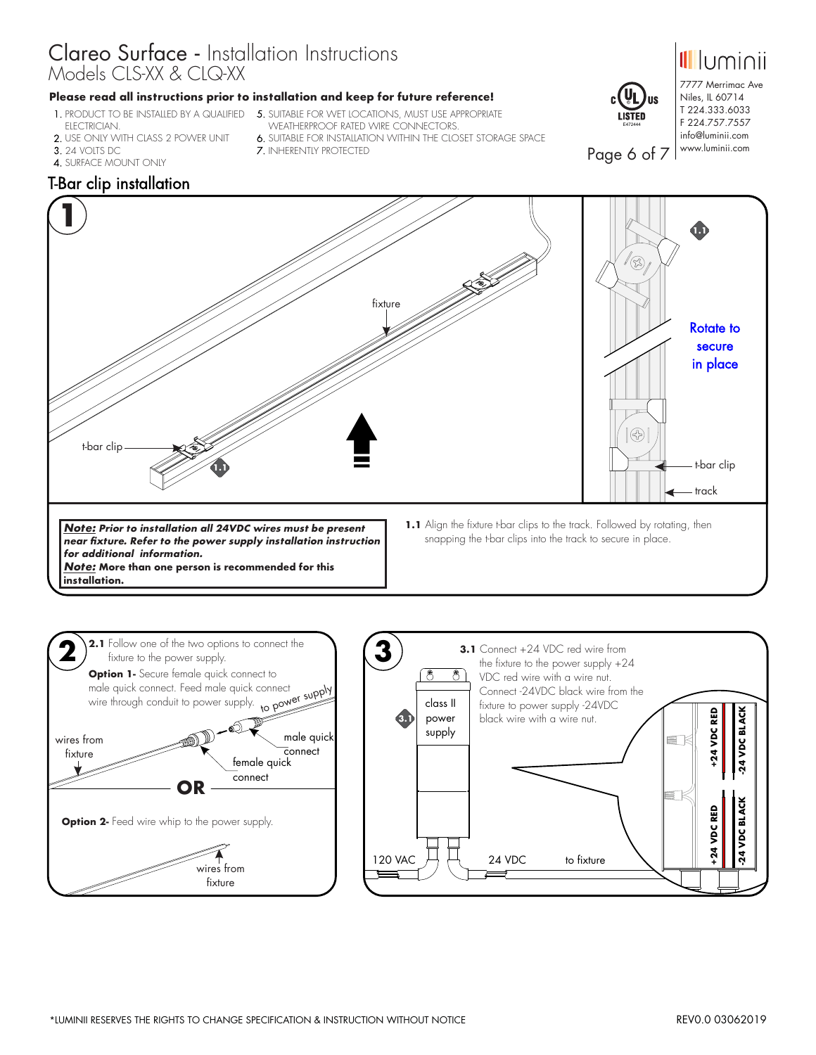# Clareo Surface - Installation Instructions
## Models CLS-XX & CLQ-XX

**Please read all instructions prior to installation and keep for future reference!**

1. PRODUCT TO BE INSTALLED BY A QUALIFIED ELECTRICIAN.
2. USE ONLY WITH CLASS 2 POWER UNIT
3. 24 VOLTS DC
4. SURFACE MOUNT ONLY
5. SUITABLE FOR WET LOCATIONS, MUST USE APPROPRIATE WEATHERPROOF RATED WIRE CONNECTORS.
6. SUITABLE FOR INSTALLATION WITHIN THE CLOSET STORAGE SPACE
7. INHERENTLY PROTECTED

luminii
7777 Merrimac Ave
Niles, IL 60714
T 224.333.6033
F 224.757.7557
info@luminii.com
www.luminii.com

## T-Bar clip installation

**1**

fixture

t-bar clip

1.1

Rotate to secure in place

t-bar clip

track

***Note:*** ***Prior to installation all 24VDC wires must be present near fixture. Refer to the power supply installation instruction for additional information.***
***Note:*** **More than one person is recommended for this installation.**

**1.1** Align the fixture t-bar clips to the track. Followed by rotating, then snapping the t-bar clips into the track to secure in place.

**2**

**2.1** Follow one of the two options to connect the fixture to the power supply.

**Option 1-** Secure female quick connect to male quick connect. Feed male quick connect wire through conduit to power supply.

to power supply

wires from fixture

male quick connect

female quick connect

**OR**

**Option 2-** Feed wire whip to the power supply.

wires from fixture

**3**

**3.1** Connect +24 VDC red wire from the fixture to the power supply +24 VDC red wire with a wire nut. Connect -24VDC black wire from the fixture to power supply -24VDC black wire with a wire nut.

class II power supply

120 VAC

24 VDC

to fixture

+24 VDC RED

-24 VDC BLACK

+24 VDC RED

-24 VDC BLACK

*LUMINII RESERVES THE RIGHTS TO CHANGE SPECIFICATION & INSTRUCTION WITHOUT NOTICE

REV0.0 03062019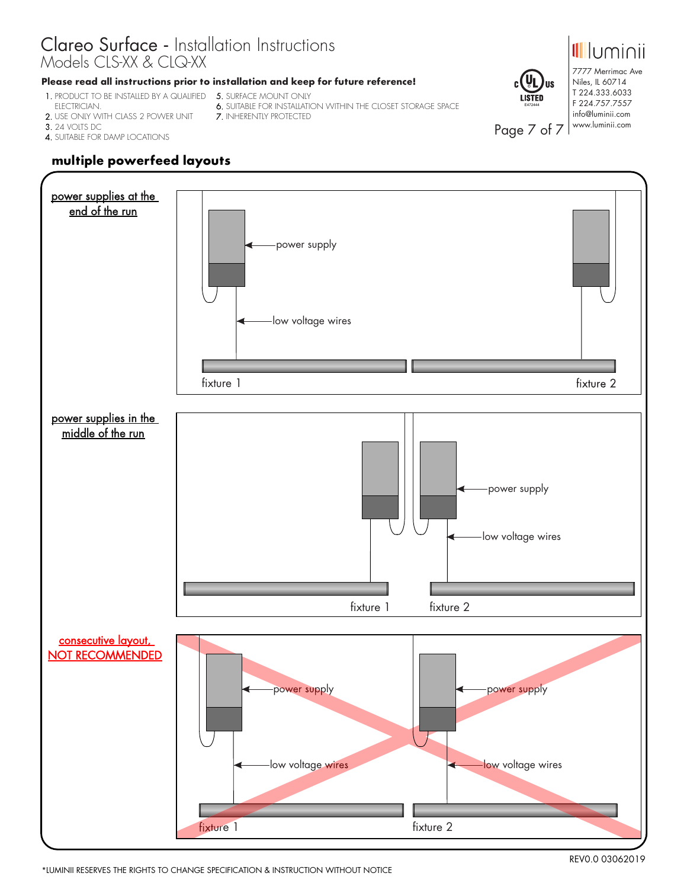# Clareo Surface - Installation Instructions
Models CLS-XX & CLQ-XX

**Please read all instructions prior to installation and keep for future reference!**

1. PRODUCT TO BE INSTALLED BY A QUALIFIED ELECTRICIAN.
2. USE ONLY WITH CLASS 2 POWER UNIT
3. 24 VOLTS DC
4. SUITABLE FOR DAMP LOCATIONS
5. SURFACE MOUNT ONLY
6. SUITABLE FOR INSTALLATION WITHIN THE CLOSET STORAGE SPACE
7. INHERENTLY PROTECTED

c UL us LISTED E472444

luminii
7777 Merrimac Ave
Niles, IL 60714
T 224.333.6033
F 224.757.7557
info@luminii.com
www.luminii.com

## multiple powerfeed layouts

power supplies at the end of the run

power supply
low voltage wires
fixture 1
fixture 2

power supplies in the middle of the run

power supply
low voltage wires
fixture 1
fixture 2

consecutive layout, NOT RECOMMENDED

power supply
power supply
low voltage wires
low voltage wires
fixture 1
fixture 2

REV0.0 03062019

*LUMINII RESERVES THE RIGHTS TO CHANGE SPECIFICATION & INSTRUCTION WITHOUT NOTICE